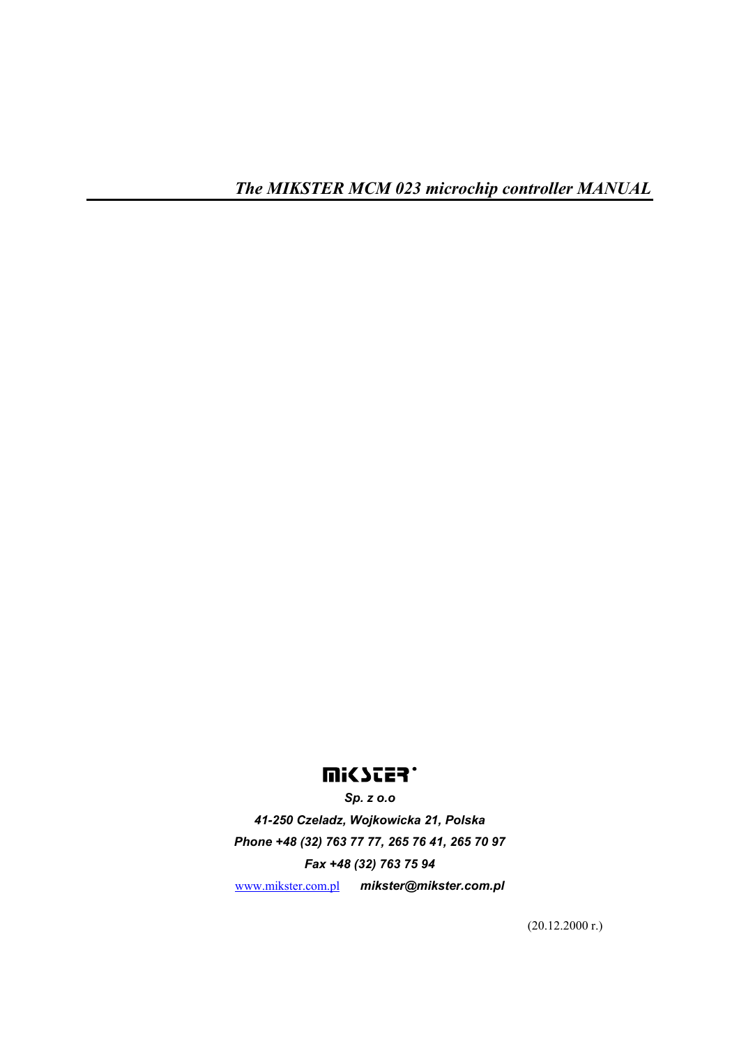# *The MIKSTER MCM 023 microchip controller MANUAL*

MIKSTER

***Sp. z o.o***

***41-250 Czeladz, Wojkowicka 21, Polska***

***Phone +48 (32) 763 77 77, 265 76 41, 265 70 97***

***Fax +48 (32) 763 75 94***

www.mikster.com.pl ***mikster@mikster.com.pl***

(20.12.2000 r.)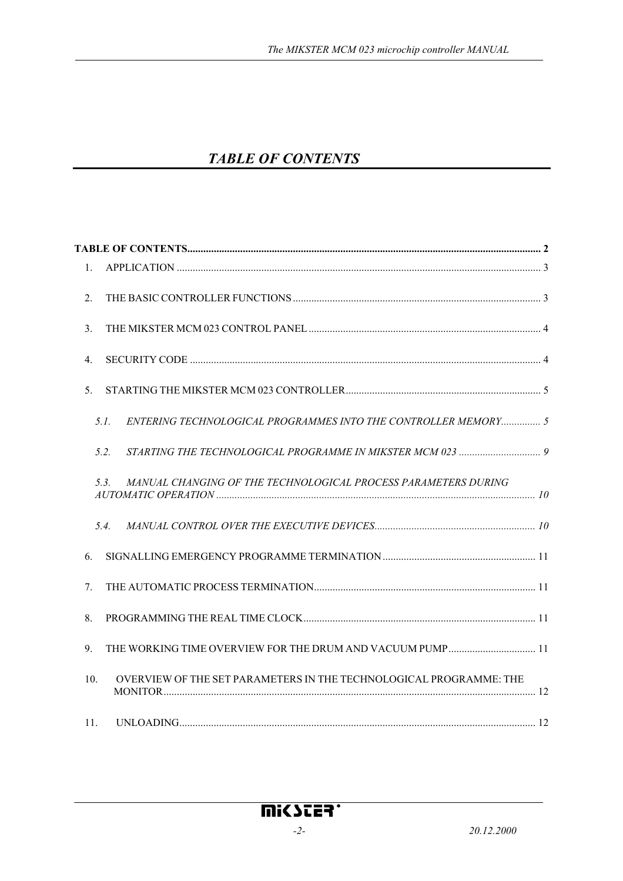# *TABLE OF CONTENTS*

**TABLE OF CONTENTS** ........ 2

1. APPLICATION ........ 3
2. THE BASIC CONTROLLER FUNCTIONS ........ 3
3. THE MIKSTER MCM 023 CONTROL PANEL ........ 4
4. SECURITY CODE ........ 4
5. STARTING THE MIKSTER MCM 023 CONTROLLER ........ 5
   - *5.1. ENTERING TECHNOLOGICAL PROGRAMMES INTO THE CONTROLLER MEMORY* ........ *5*
   - *5.2. STARTING THE TECHNOLOGICAL PROGRAMME IN MIKSTER MCM 023* ........ *9*
   - *5.3. MANUAL CHANGING OF THE TECHNOLOGICAL PROCESS PARAMETERS DURING AUTOMATIC OPERATION* ........ *10*
   - *5.4. MANUAL CONTROL OVER THE EXECUTIVE DEVICES* ........ *10*
6. SIGNALLING EMERGENCY PROGRAMME TERMINATION ........ 11
7. THE AUTOMATIC PROCESS TERMINATION ........ 11
8. PROGRAMMING THE REAL TIME CLOCK ........ 11
9. THE WORKING TIME OVERVIEW FOR THE DRUM AND VACUUM PUMP ........ 11
10. OVERVIEW OF THE SET PARAMETERS IN THE TECHNOLOGICAL PROGRAMME: THE MONITOR ........ 12
11. UNLOADING ........ 12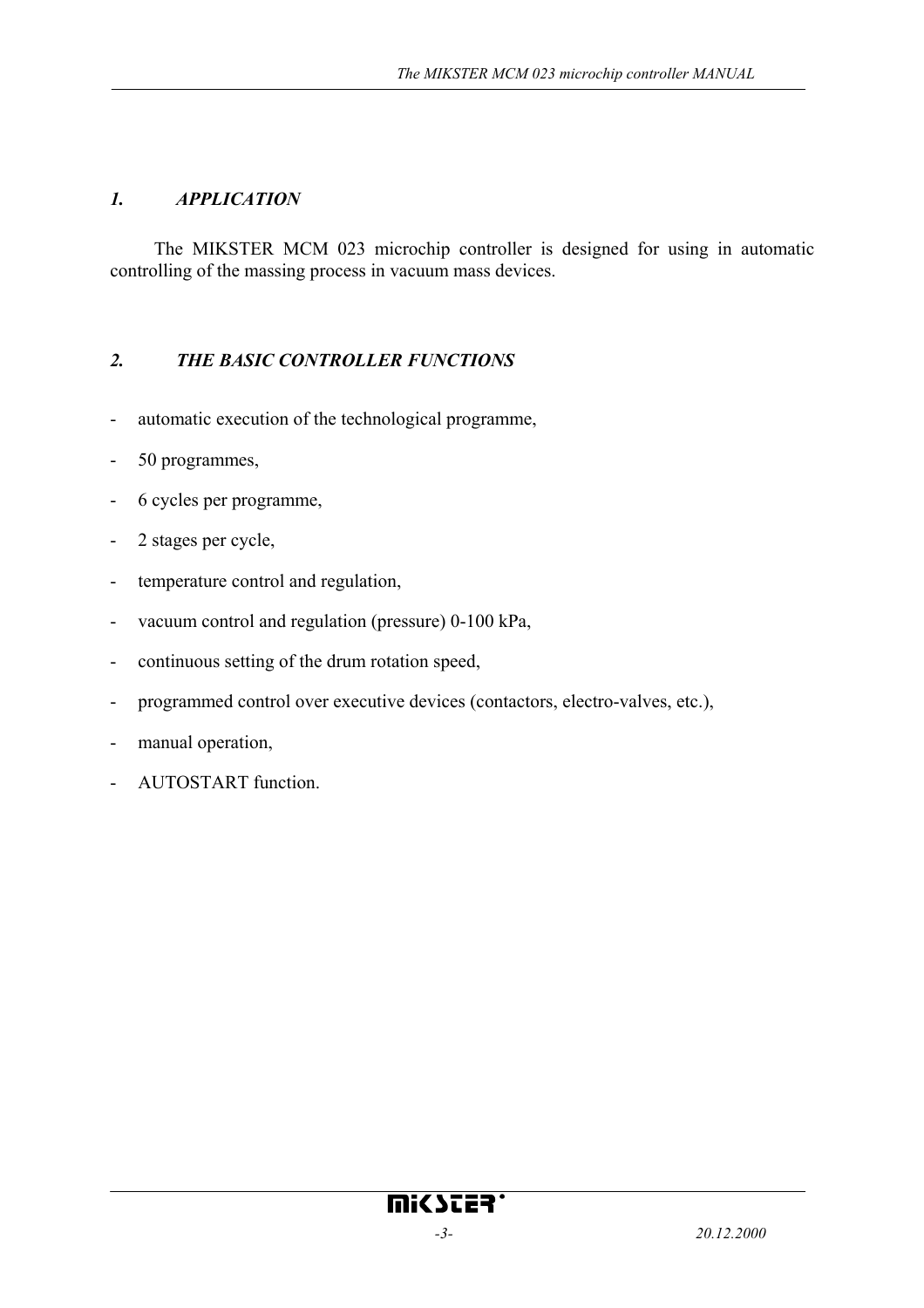## *1. APPLICATION*

The MIKSTER MCM 023 microchip controller is designed for using in automatic controlling of the massing process in vacuum mass devices.

## *2. THE BASIC CONTROLLER FUNCTIONS*

- automatic execution of the technological programme,
- 50 programmes,
- 6 cycles per programme,
- 2 stages per cycle,
- temperature control and regulation,
- vacuum control and regulation (pressure) 0-100 kPa,
- continuous setting of the drum rotation speed,
- programmed control over executive devices (contactors, electro-valves, etc.),
- manual operation,
- AUTOSTART function.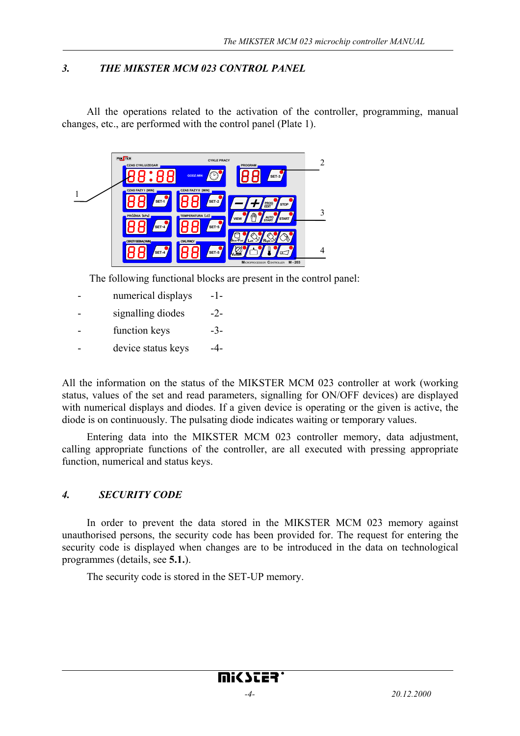## 3. THE MIKSTER MCM 023 CONTROL PANEL

All the operations related to the activation of the controller, programming, manual changes, etc., are performed with the control panel (Plate 1).

The following functional blocks are present in the control panel:

- numerical displays -1-
- signalling diodes -2-
- function keys -3-
- device status keys -4-

All the information on the status of the MIKSTER MCM 023 controller at work (working status, values of the set and read parameters, signalling for ON/OFF devices) are displayed with numerical displays and diodes. If a given device is operating or the given is active, the diode is on continuously. The pulsating diode indicates waiting or temporary values.

Entering data into the MIKSTER MCM 023 controller memory, data adjustment, calling appropriate functions of the controller, are all executed with pressing appropriate function, numerical and status keys.

## 4. SECURITY CODE

In order to prevent the data stored in the MIKSTER MCM 023 memory against unauthorised persons, the security code has been provided for. The request for entering the security code is displayed when changes are to be introduced in the data on technological programmes (details, see **5.1.**).

The security code is stored in the SET-UP memory.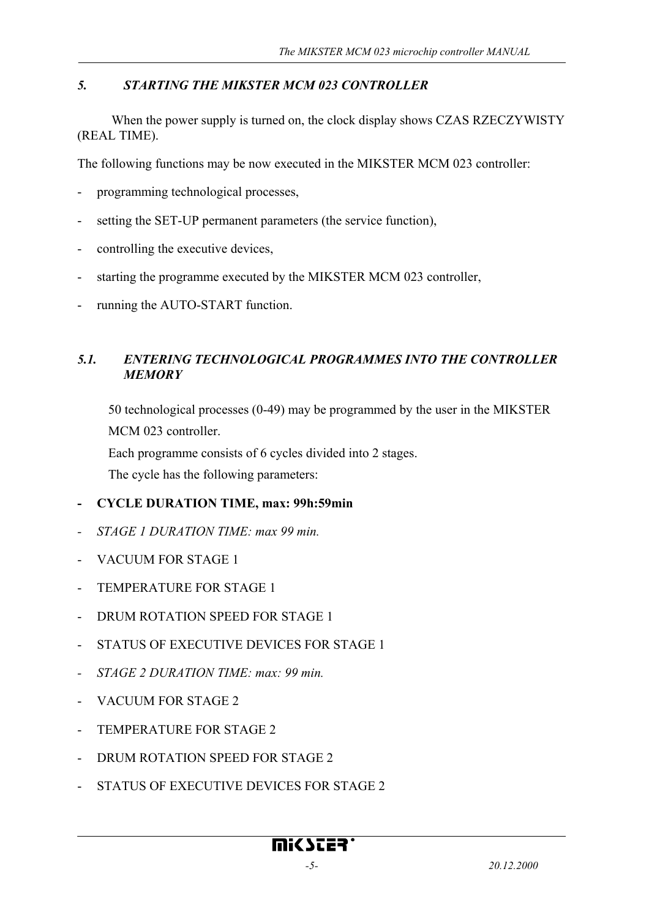## *5. STARTING THE MIKSTER MCM 023 CONTROLLER*

When the power supply is turned on, the clock display shows CZAS RZECZYWISTY (REAL TIME).

The following functions may be now executed in the MIKSTER MCM 023 controller:

- programming technological processes,
- setting the SET-UP permanent parameters (the service function),
- controlling the executive devices,
- starting the programme executed by the MIKSTER MCM 023 controller,
- running the AUTO-START function.

### *5.1. ENTERING TECHNOLOGICAL PROGRAMMES INTO THE CONTROLLER MEMORY*

50 technological processes (0-49) may be programmed by the user in the MIKSTER MCM 023 controller.

Each programme consists of 6 cycles divided into 2 stages.

The cycle has the following parameters:

- **CYCLE DURATION TIME, max: 99h:59min**
- *STAGE 1 DURATION TIME: max 99 min.*
- VACUUM FOR STAGE 1
- TEMPERATURE FOR STAGE 1
- DRUM ROTATION SPEED FOR STAGE 1
- STATUS OF EXECUTIVE DEVICES FOR STAGE 1
- *STAGE 2 DURATION TIME: max: 99 min.*
- VACUUM FOR STAGE 2
- TEMPERATURE FOR STAGE 2
- DRUM ROTATION SPEED FOR STAGE 2
- STATUS OF EXECUTIVE DEVICES FOR STAGE 2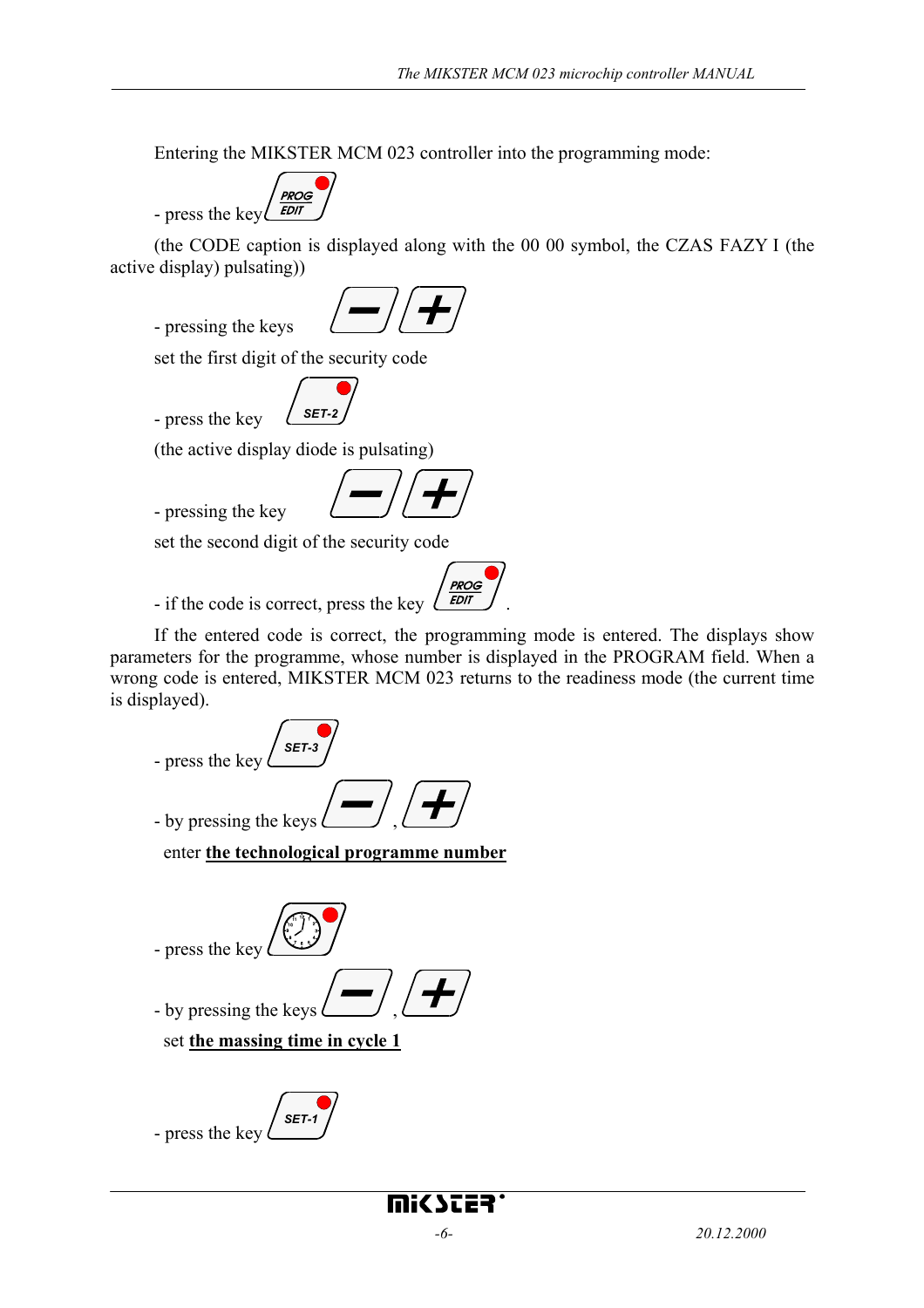Entering the MIKSTER MCM 023 controller into the programming mode:

- press the key PROG EDIT

(the CODE caption is displayed along with the 00 00 symbol, the CZAS FAZY I (the active display) pulsating))

- pressing the keys − +

set the first digit of the security code

- press the key SET-2

(the active display diode is pulsating)

- pressing the key − +

set the second digit of the security code

- if the code is correct, press the key PROG EDIT.

If the entered code is correct, the programming mode is entered. The displays show parameters for the programme, whose number is displayed in the PROGRAM field. When a wrong code is entered, MIKSTER MCM 023 returns to the readiness mode (the current time is displayed).

- press the key SET-3

- by pressing the keys −, +

enter **the technological programme number**

- press the key (clock)

- by pressing the keys −, +

set **the massing time in cycle 1**

- press the key SET-1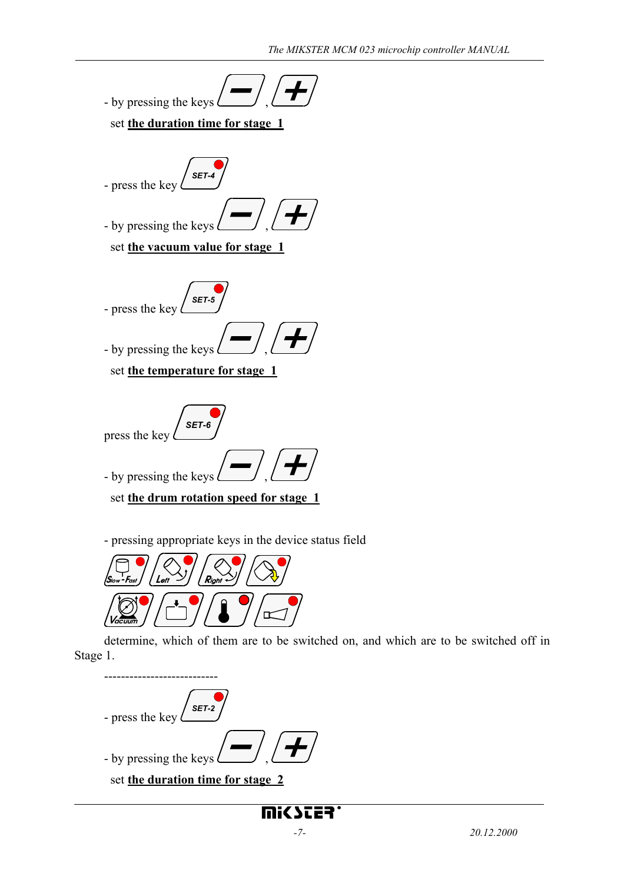- by pressing the keys [ – ] , [ + ]
  set **the duration time for stage 1**

- press the key [SET-4]

- by pressing the keys [ – ] , [ + ]
  set **the vacuum value for stage 1**

- press the key [SET-5]

- by pressing the keys [ – ] , [ + ]
  set **the temperature for stage 1**

press the key [SET-6]

- by pressing the keys [ – ] , [ + ]
  set **the drum rotation speed for stage 1**

- pressing appropriate keys in the device status field

[Slow - Fast] [Left] [Right] [ ]
[Vacuum] [ ] [ ] [ ]

determine, which of them are to be switched on, and which are to be switched off in Stage 1.

---------------------------

- press the key [SET-2]

- by pressing the keys [ – ] , [ + ]
  set **the duration time for stage 2**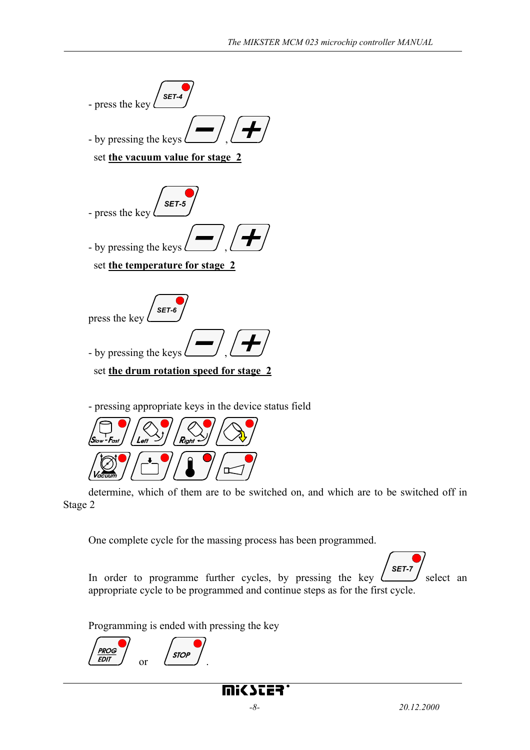- press the key SET-4

- by pressing the keys − , +
  set **the vacuum value for stage 2**

- press the key SET-5

- by pressing the keys − , +
  set **the temperature for stage 2**

press the key SET-6

- by pressing the keys − , +
  set **the drum rotation speed for stage 2**

- pressing appropriate keys in the device status field

Slow - Fast, Left, Right

Vacuum

determine, which of them are to be switched on, and which are to be switched off in Stage 2

One complete cycle for the massing process has been programmed.

In order to programme further cycles, by pressing the key SET-7 select an appropriate cycle to be programmed and continue steps as for the first cycle.

Programming is ended with pressing the key

PROG EDIT or STOP .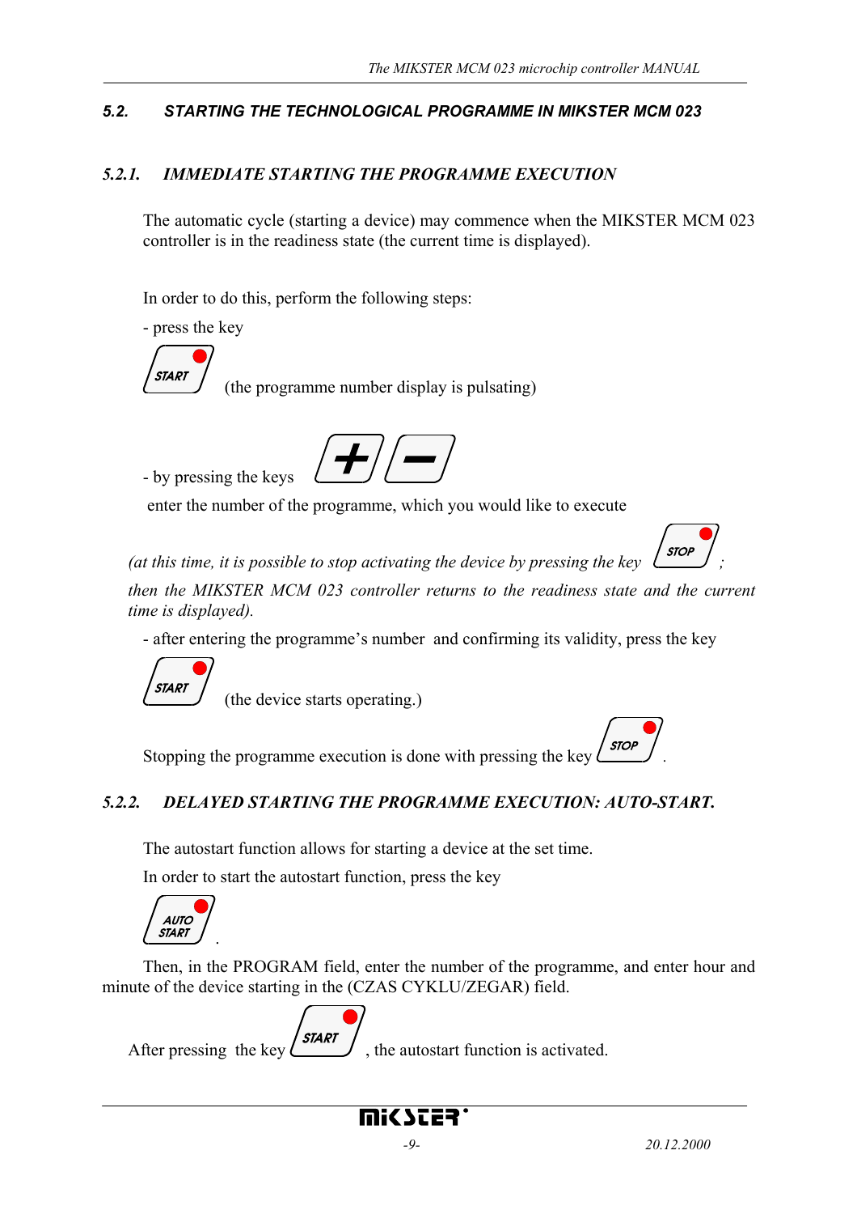## 5.2. STARTING THE TECHNOLOGICAL PROGRAMME IN MIKSTER MCM 023

### *5.2.1. IMMEDIATE STARTING THE PROGRAMME EXECUTION*

The automatic cycle (starting a device) may commence when the MIKSTER MCM 023 controller is in the readiness state (the current time is displayed).

In order to do this, perform the following steps:

- press the key START (the programme number display is pulsating)

- by pressing the keys + / − enter the number of the programme, which you would like to execute

*(at this time, it is possible to stop activating the device by pressing the key STOP; then the MIKSTER MCM 023 controller returns to the readiness state and the current time is displayed).*

- after entering the programme's number and confirming its validity, press the key START (the device starts operating.)

Stopping the programme execution is done with pressing the key STOP.

### *5.2.2. DELAYED STARTING THE PROGRAMME EXECUTION: AUTO-START.*

The autostart function allows for starting a device at the set time.

In order to start the autostart function, press the key AUTO START.

Then, in the PROGRAM field, enter the number of the programme, and enter hour and minute of the device starting in the (CZAS CYKLU/ZEGAR) field.

After pressing the key START, the autostart function is activated.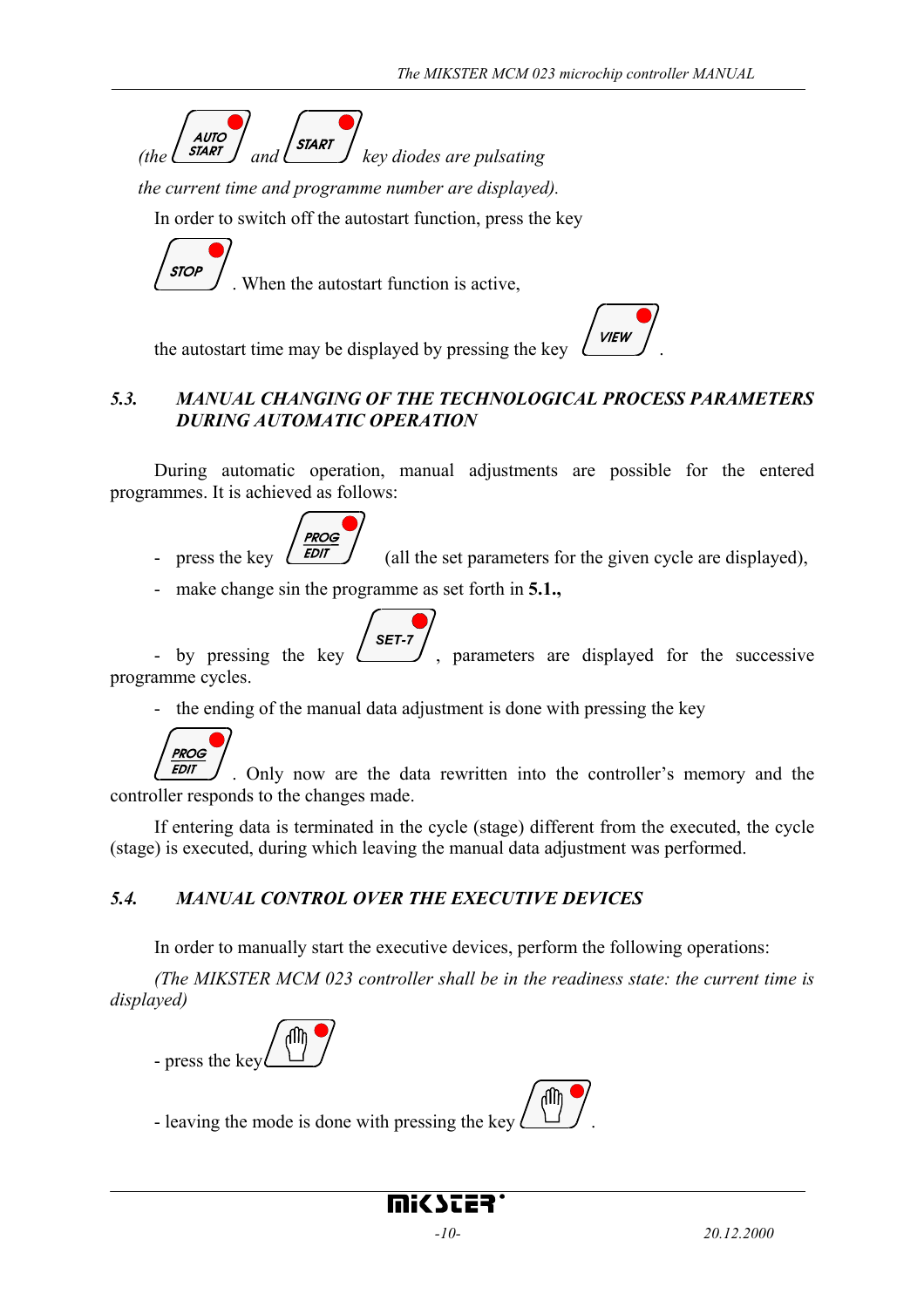*(the AUTO START and START key diodes are pulsating*

*the current time and programme number are displayed).*

In order to switch off the autostart function, press the key

STOP. When the autostart function is active,

the autostart time may be displayed by pressing the key VIEW.

## *5.3. MANUAL CHANGING OF THE TECHNOLOGICAL PROCESS PARAMETERS DURING AUTOMATIC OPERATION*

During automatic operation, manual adjustments are possible for the entered programmes. It is achieved as follows:

- press the key PROG EDIT (all the set parameters for the given cycle are displayed),
- make change sin the programme as set forth in **5.1.,**
- by pressing the key SET-7, parameters are displayed for the successive programme cycles.
- the ending of the manual data adjustment is done with pressing the key

PROG EDIT. Only now are the data rewritten into the controller's memory and the controller responds to the changes made.

If entering data is terminated in the cycle (stage) different from the executed, the cycle (stage) is executed, during which leaving the manual data adjustment was performed.

## *5.4. MANUAL CONTROL OVER THE EXECUTIVE DEVICES*

In order to manually start the executive devices, perform the following operations:

*(The MIKSTER MCM 023 controller shall be in the readiness state: the current time is displayed)*

- press the key

- leaving the mode is done with pressing the key .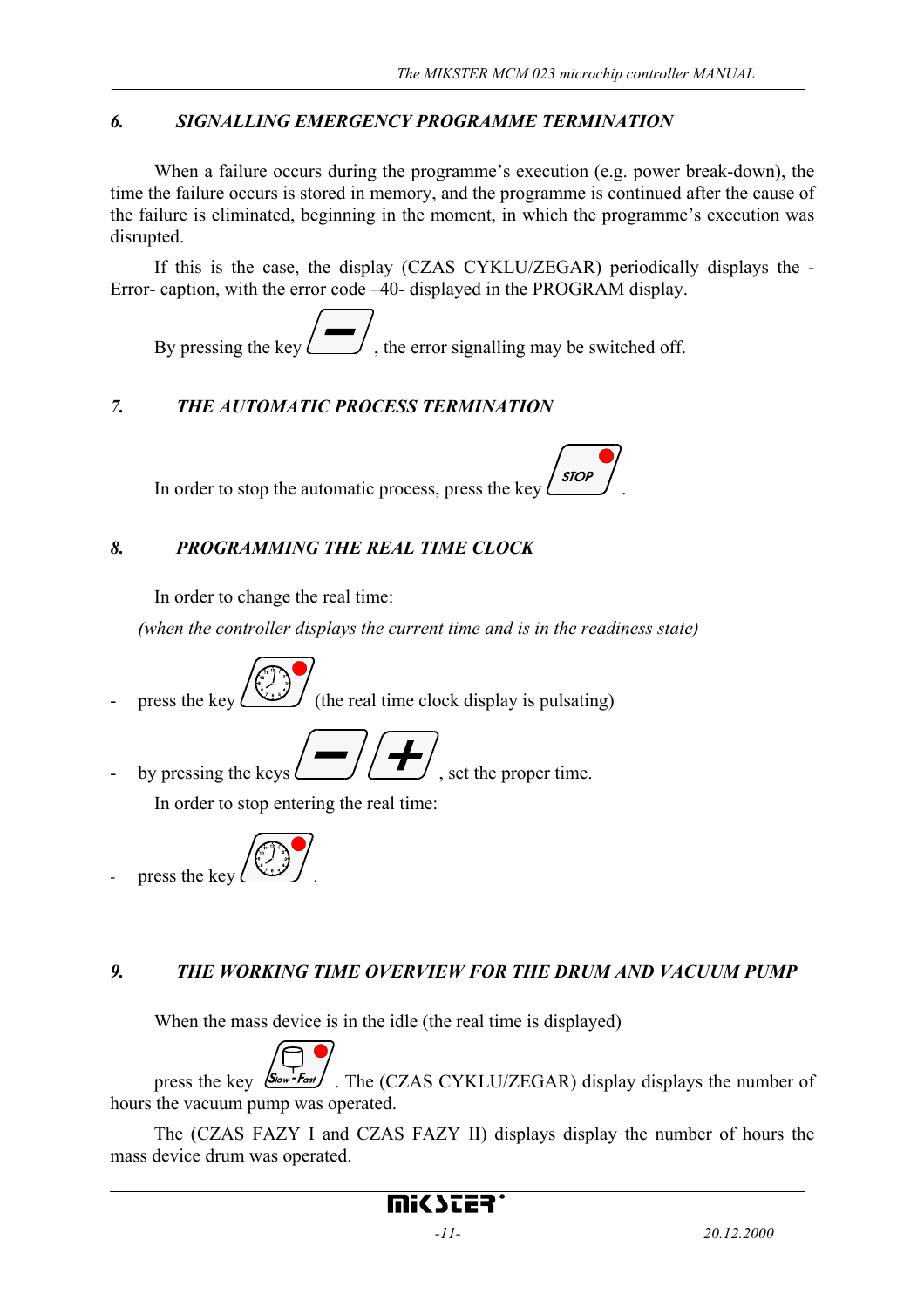## 6. SIGNALLING EMERGENCY PROGRAMME TERMINATION

When a failure occurs during the programme's execution (e.g. power break-down), the time the failure occurs is stored in memory, and the programme is continued after the cause of the failure is eliminated, beginning in the moment, in which the programme's execution was disrupted.

If this is the case, the display (CZAS CYKLU/ZEGAR) periodically displays the -Error- caption, with the error code –40- displayed in the PROGRAM display.

By pressing the key [–], the error signalling may be switched off.

## 7. THE AUTOMATIC PROCESS TERMINATION

In order to stop the automatic process, press the key [STOP].

## 8. PROGRAMMING THE REAL TIME CLOCK

In order to change the real time:

*(when the controller displays the current time and is in the readiness state)*

- press the key [clock] (the real time clock display is pulsating)
- by pressing the keys [–] [+], set the proper time.

In order to stop entering the real time:

- press the key [clock].

## 9. THE WORKING TIME OVERVIEW FOR THE DRUM AND VACUUM PUMP

When the mass device is in the idle (the real time is displayed)

press the key [Slow - Fast]. The (CZAS CYKLU/ZEGAR) display displays the number of hours the vacuum pump was operated.

The (CZAS FAZY I and CZAS FAZY II) displays display the number of hours the mass device drum was operated.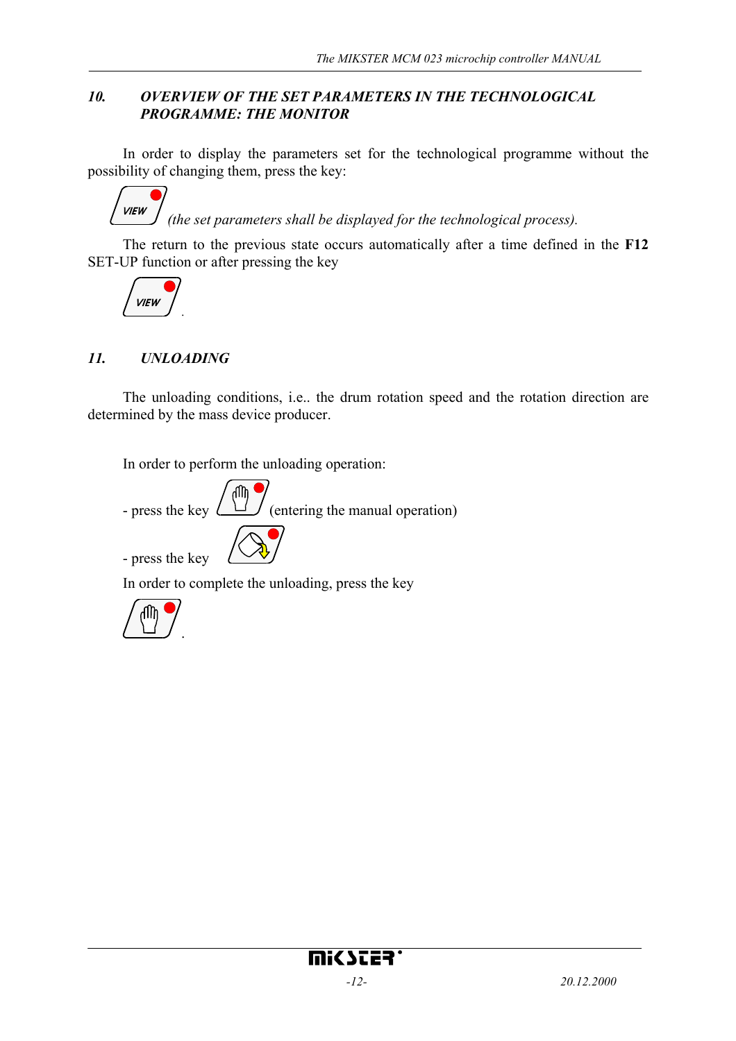## *10. OVERVIEW OF THE SET PARAMETERS IN THE TECHNOLOGICAL PROGRAMME: THE MONITOR*

In order to display the parameters set for the technological programme without the possibility of changing them, press the key:

VIEW *(the set parameters shall be displayed for the technological process).*

The return to the previous state occurs automatically after a time defined in the **F12** SET-UP function or after pressing the key

VIEW.

## *11. UNLOADING*

The unloading conditions, i.e.. the drum rotation speed and the rotation direction are determined by the mass device producer.

In order to perform the unloading operation:

- press the key (entering the manual operation)
- press the key

In order to complete the unloading, press the key

.